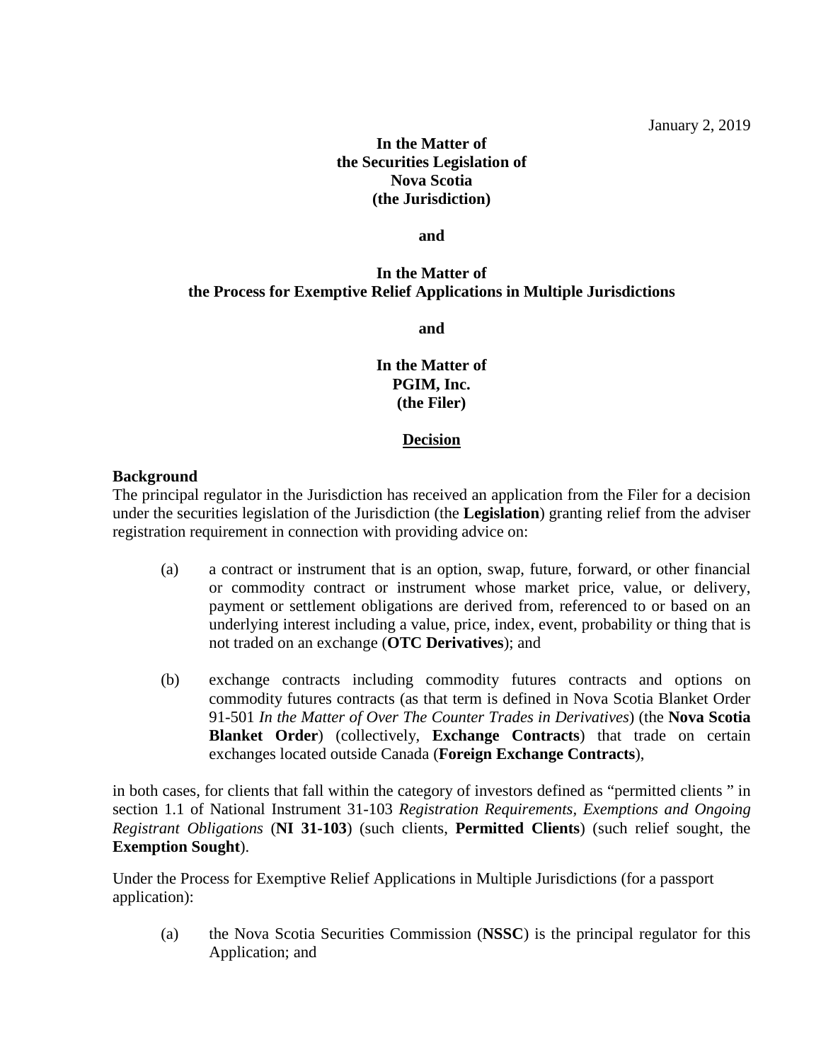January 2, 2019

**In the Matter of**
**the Securities Legislation of**
**Nova Scotia**
**(the Jurisdiction)**

**and**

**In the Matter of**
**the Process for Exemptive Relief Applications in Multiple Jurisdictions**

**and**

**In the Matter of**
**PGIM, Inc.**
**(the Filer)**

## Decision

### Background

The principal regulator in the Jurisdiction has received an application from the Filer for a decision under the securities legislation of the Jurisdiction (the **Legislation**) granting relief from the adviser registration requirement in connection with providing advice on:

(a) a contract or instrument that is an option, swap, future, forward, or other financial or commodity contract or instrument whose market price, value, or delivery, payment or settlement obligations are derived from, referenced to or based on an underlying interest including a value, price, index, event, probability or thing that is not traded on an exchange (**OTC Derivatives**); and

(b) exchange contracts including commodity futures contracts and options on commodity futures contracts (as that term is defined in Nova Scotia Blanket Order 91-501 *In the Matter of Over The Counter Trades in Derivatives*) (the **Nova Scotia Blanket Order**) (collectively, **Exchange Contracts**) that trade on certain exchanges located outside Canada (**Foreign Exchange Contracts**),

in both cases, for clients that fall within the category of investors defined as "permitted clients " in section 1.1 of National Instrument 31-103 *Registration Requirements, Exemptions and Ongoing Registrant Obligations* (**NI 31-103**) (such clients, **Permitted Clients**) (such relief sought, the **Exemption Sought**).

Under the Process for Exemptive Relief Applications in Multiple Jurisdictions (for a passport application):

(a) the Nova Scotia Securities Commission (**NSSC**) is the principal regulator for this Application; and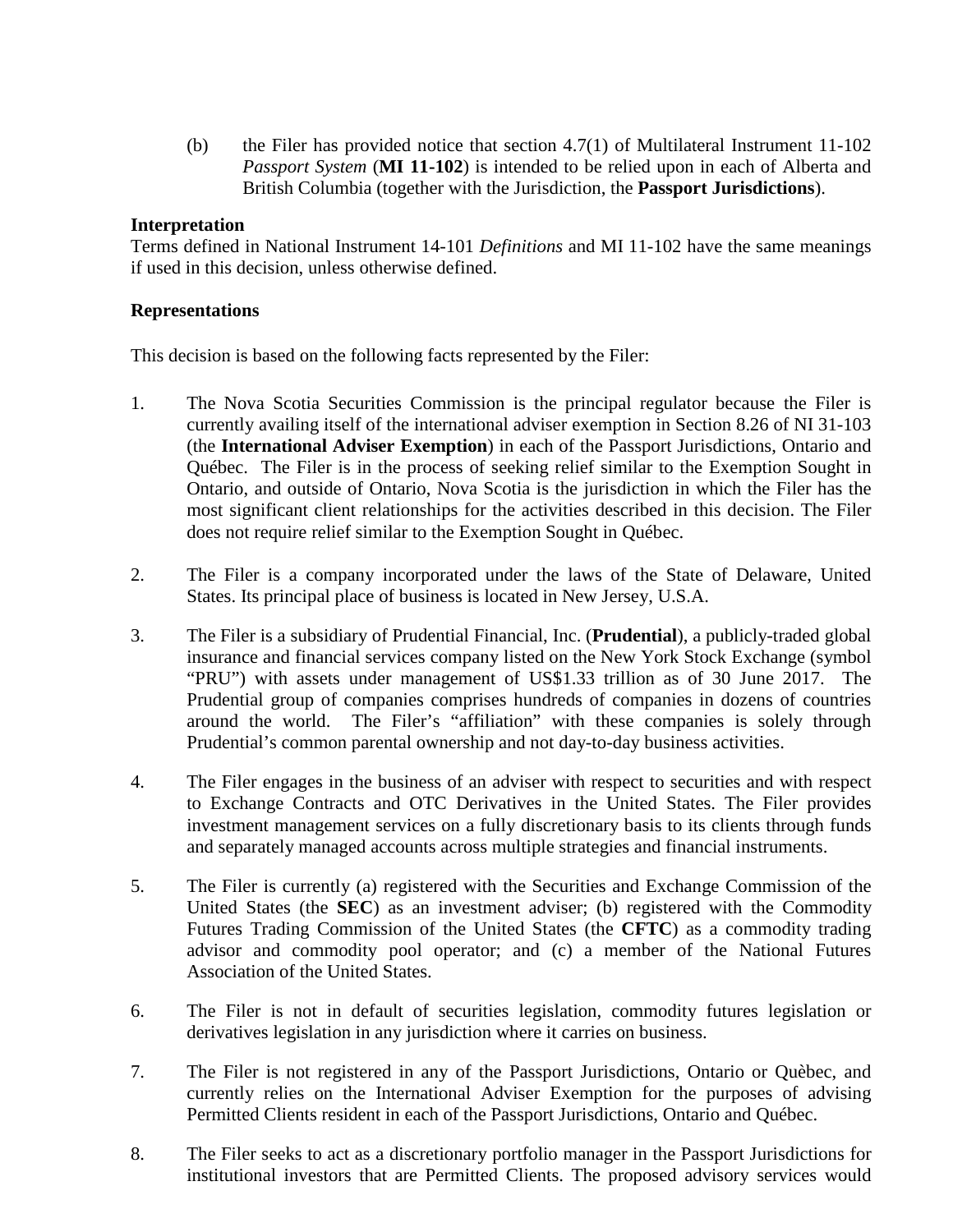(b) the Filer has provided notice that section 4.7(1) of Multilateral Instrument 11-102 *Passport System* (**MI 11-102**) is intended to be relied upon in each of Alberta and British Columbia (together with the Jurisdiction, the **Passport Jurisdictions**).

**Interpretation**

Terms defined in National Instrument 14-101 *Definitions* and MI 11-102 have the same meanings if used in this decision, unless otherwise defined.

**Representations**

This decision is based on the following facts represented by the Filer:

1. The Nova Scotia Securities Commission is the principal regulator because the Filer is currently availing itself of the international adviser exemption in Section 8.26 of NI 31-103 (the **International Adviser Exemption**) in each of the Passport Jurisdictions, Ontario and Québec. The Filer is in the process of seeking relief similar to the Exemption Sought in Ontario, and outside of Ontario, Nova Scotia is the jurisdiction in which the Filer has the most significant client relationships for the activities described in this decision. The Filer does not require relief similar to the Exemption Sought in Québec.

2. The Filer is a company incorporated under the laws of the State of Delaware, United States. Its principal place of business is located in New Jersey, U.S.A.

3. The Filer is a subsidiary of Prudential Financial, Inc. (**Prudential**), a publicly-traded global insurance and financial services company listed on the New York Stock Exchange (symbol "PRU") with assets under management of US$1.33 trillion as of 30 June 2017. The Prudential group of companies comprises hundreds of companies in dozens of countries around the world. The Filer's "affiliation" with these companies is solely through Prudential's common parental ownership and not day-to-day business activities.

4. The Filer engages in the business of an adviser with respect to securities and with respect to Exchange Contracts and OTC Derivatives in the United States. The Filer provides investment management services on a fully discretionary basis to its clients through funds and separately managed accounts across multiple strategies and financial instruments.

5. The Filer is currently (a) registered with the Securities and Exchange Commission of the United States (the **SEC**) as an investment adviser; (b) registered with the Commodity Futures Trading Commission of the United States (the **CFTC**) as a commodity trading advisor and commodity pool operator; and (c) a member of the National Futures Association of the United States.

6. The Filer is not in default of securities legislation, commodity futures legislation or derivatives legislation in any jurisdiction where it carries on business.

7. The Filer is not registered in any of the Passport Jurisdictions, Ontario or Quèbec, and currently relies on the International Adviser Exemption for the purposes of advising Permitted Clients resident in each of the Passport Jurisdictions, Ontario and Québec.

8. The Filer seeks to act as a discretionary portfolio manager in the Passport Jurisdictions for institutional investors that are Permitted Clients. The proposed advisory services would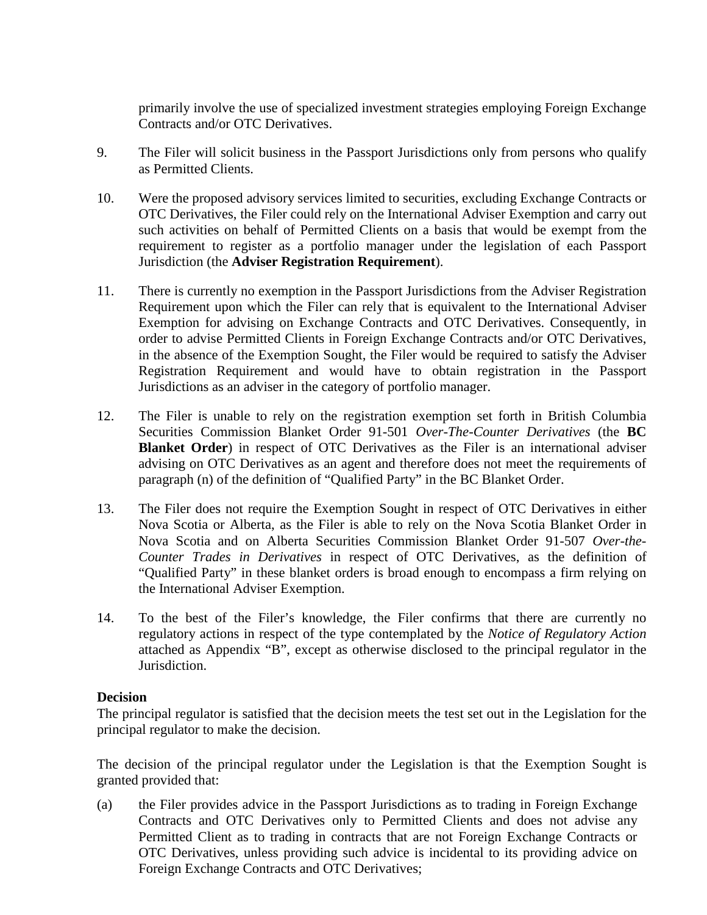primarily involve the use of specialized investment strategies employing Foreign Exchange Contracts and/or OTC Derivatives.

9. The Filer will solicit business in the Passport Jurisdictions only from persons who qualify as Permitted Clients.

10. Were the proposed advisory services limited to securities, excluding Exchange Contracts or OTC Derivatives, the Filer could rely on the International Adviser Exemption and carry out such activities on behalf of Permitted Clients on a basis that would be exempt from the requirement to register as a portfolio manager under the legislation of each Passport Jurisdiction (the **Adviser Registration Requirement**).

11. There is currently no exemption in the Passport Jurisdictions from the Adviser Registration Requirement upon which the Filer can rely that is equivalent to the International Adviser Exemption for advising on Exchange Contracts and OTC Derivatives. Consequently, in order to advise Permitted Clients in Foreign Exchange Contracts and/or OTC Derivatives, in the absence of the Exemption Sought, the Filer would be required to satisfy the Adviser Registration Requirement and would have to obtain registration in the Passport Jurisdictions as an adviser in the category of portfolio manager.

12. The Filer is unable to rely on the registration exemption set forth in British Columbia Securities Commission Blanket Order 91-501 *Over-The-Counter Derivatives* (the **BC Blanket Order**) in respect of OTC Derivatives as the Filer is an international adviser advising on OTC Derivatives as an agent and therefore does not meet the requirements of paragraph (n) of the definition of "Qualified Party" in the BC Blanket Order.

13. The Filer does not require the Exemption Sought in respect of OTC Derivatives in either Nova Scotia or Alberta, as the Filer is able to rely on the Nova Scotia Blanket Order in Nova Scotia and on Alberta Securities Commission Blanket Order 91-507 *Over-the-Counter Trades in Derivatives* in respect of OTC Derivatives, as the definition of "Qualified Party" in these blanket orders is broad enough to encompass a firm relying on the International Adviser Exemption.

14. To the best of the Filer's knowledge, the Filer confirms that there are currently no regulatory actions in respect of the type contemplated by the *Notice of Regulatory Action* attached as Appendix "B", except as otherwise disclosed to the principal regulator in the Jurisdiction.

**Decision**

The principal regulator is satisfied that the decision meets the test set out in the Legislation for the principal regulator to make the decision.

The decision of the principal regulator under the Legislation is that the Exemption Sought is granted provided that:

(a) the Filer provides advice in the Passport Jurisdictions as to trading in Foreign Exchange Contracts and OTC Derivatives only to Permitted Clients and does not advise any Permitted Client as to trading in contracts that are not Foreign Exchange Contracts or OTC Derivatives, unless providing such advice is incidental to its providing advice on Foreign Exchange Contracts and OTC Derivatives;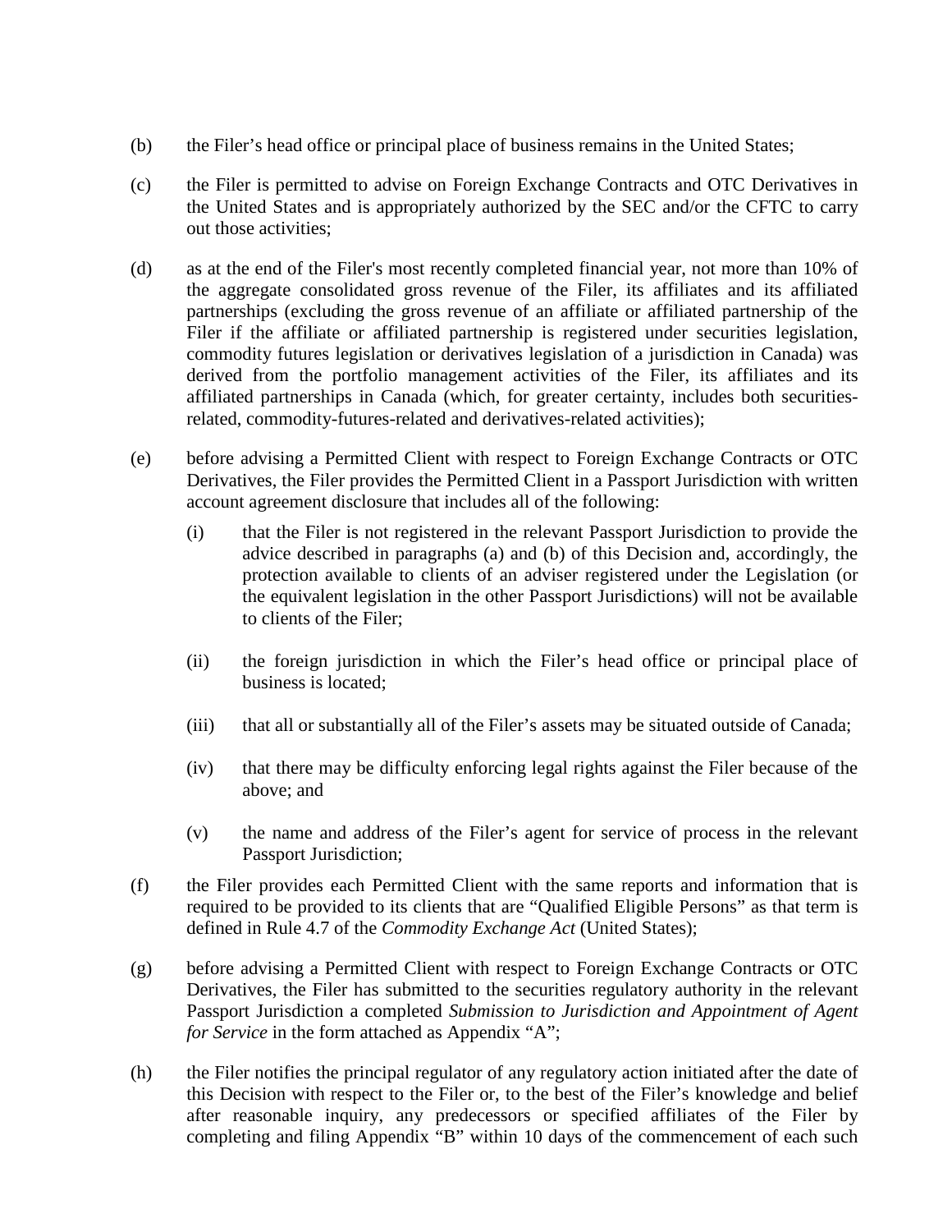(b) the Filer's head office or principal place of business remains in the United States;

(c) the Filer is permitted to advise on Foreign Exchange Contracts and OTC Derivatives in the United States and is appropriately authorized by the SEC and/or the CFTC to carry out those activities;

(d) as at the end of the Filer's most recently completed financial year, not more than 10% of the aggregate consolidated gross revenue of the Filer, its affiliates and its affiliated partnerships (excluding the gross revenue of an affiliate or affiliated partnership of the Filer if the affiliate or affiliated partnership is registered under securities legislation, commodity futures legislation or derivatives legislation of a jurisdiction in Canada) was derived from the portfolio management activities of the Filer, its affiliates and its affiliated partnerships in Canada (which, for greater certainty, includes both securities-related, commodity-futures-related and derivatives-related activities);

(e) before advising a Permitted Client with respect to Foreign Exchange Contracts or OTC Derivatives, the Filer provides the Permitted Client in a Passport Jurisdiction with written account agreement disclosure that includes all of the following:

   (i) that the Filer is not registered in the relevant Passport Jurisdiction to provide the advice described in paragraphs (a) and (b) of this Decision and, accordingly, the protection available to clients of an adviser registered under the Legislation (or the equivalent legislation in the other Passport Jurisdictions) will not be available to clients of the Filer;

   (ii) the foreign jurisdiction in which the Filer's head office or principal place of business is located;

   (iii) that all or substantially all of the Filer's assets may be situated outside of Canada;

   (iv) that there may be difficulty enforcing legal rights against the Filer because of the above; and

   (v) the name and address of the Filer's agent for service of process in the relevant Passport Jurisdiction;

(f) the Filer provides each Permitted Client with the same reports and information that is required to be provided to its clients that are "Qualified Eligible Persons" as that term is defined in Rule 4.7 of the *Commodity Exchange Act* (United States);

(g) before advising a Permitted Client with respect to Foreign Exchange Contracts or OTC Derivatives, the Filer has submitted to the securities regulatory authority in the relevant Passport Jurisdiction a completed *Submission to Jurisdiction and Appointment of Agent for Service* in the form attached as Appendix "A";

(h) the Filer notifies the principal regulator of any regulatory action initiated after the date of this Decision with respect to the Filer or, to the best of the Filer's knowledge and belief after reasonable inquiry, any predecessors or specified affiliates of the Filer by completing and filing Appendix "B" within 10 days of the commencement of each such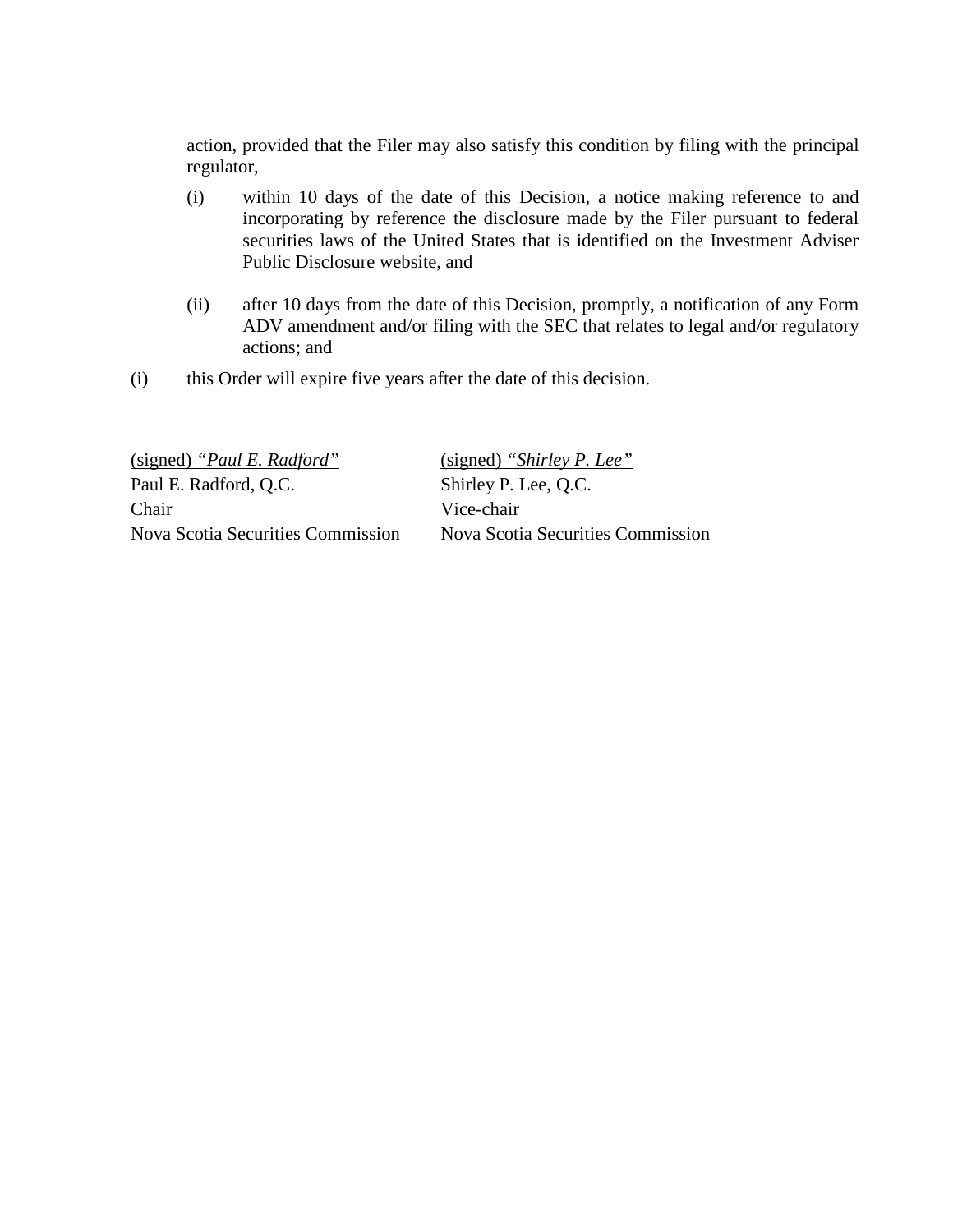action, provided that the Filer may also satisfy this condition by filing with the principal regulator,

(i) within 10 days of the date of this Decision, a notice making reference to and incorporating by reference the disclosure made by the Filer pursuant to federal securities laws of the United States that is identified on the Investment Adviser Public Disclosure website, and

(ii) after 10 days from the date of this Decision, promptly, a notification of any Form ADV amendment and/or filing with the SEC that relates to legal and/or regulatory actions; and

(i) this Order will expire five years after the date of this decision.

(signed) *"Paul E. Radford"*
Paul E. Radford, Q.C.
Chair
Nova Scotia Securities Commission

(signed) *"Shirley P. Lee"*
Shirley P. Lee, Q.C.
Vice-chair
Nova Scotia Securities Commission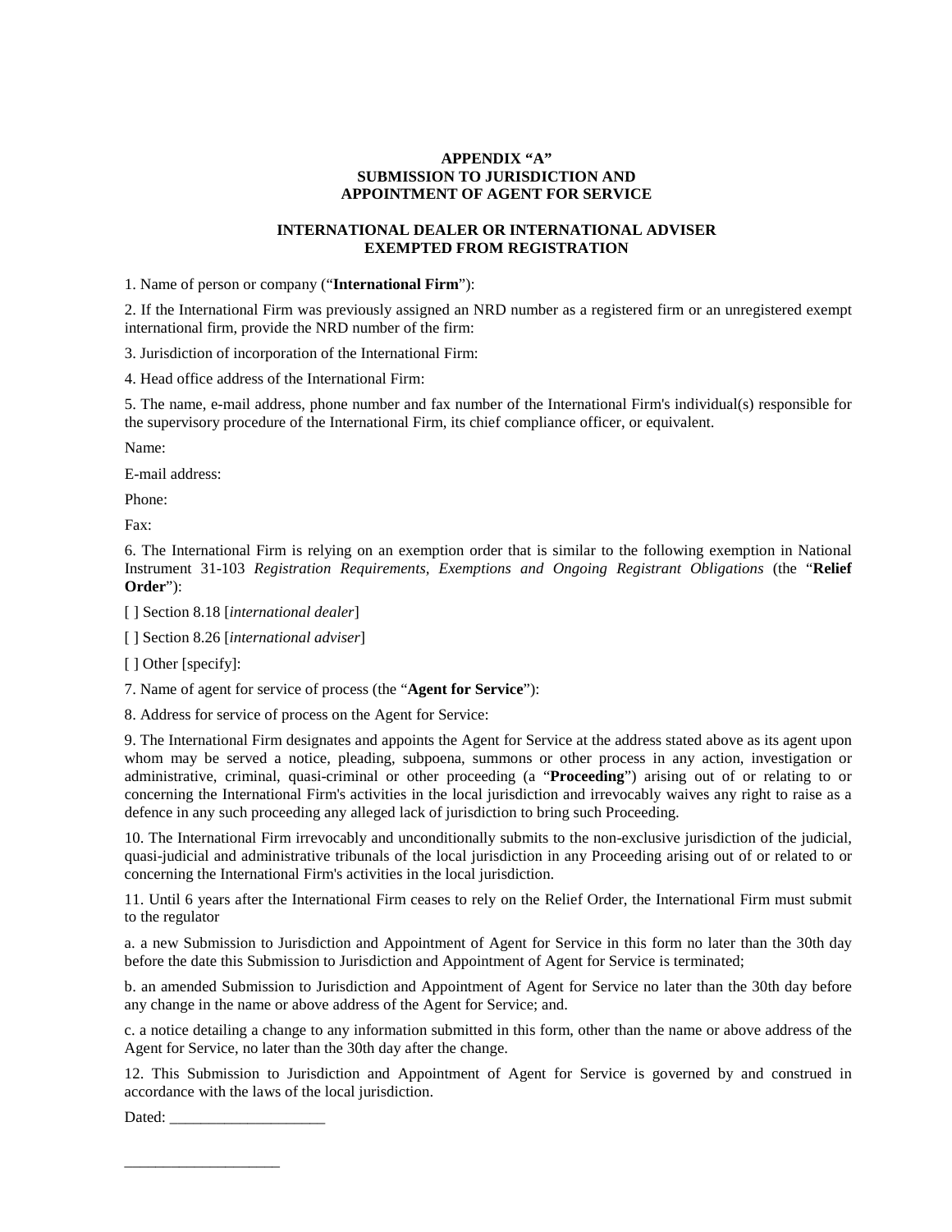**APPENDIX "A"**
**SUBMISSION TO JURISDICTION AND**
**APPOINTMENT OF AGENT FOR SERVICE**

**INTERNATIONAL DEALER OR INTERNATIONAL ADVISER**
**EXEMPTED FROM REGISTRATION**

1. Name of person or company ("**International Firm**"):

2. If the International Firm was previously assigned an NRD number as a registered firm or an unregistered exempt international firm, provide the NRD number of the firm:

3. Jurisdiction of incorporation of the International Firm:

4. Head office address of the International Firm:

5. The name, e-mail address, phone number and fax number of the International Firm's individual(s) responsible for the supervisory procedure of the International Firm, its chief compliance officer, or equivalent.

Name:

E-mail address:

Phone:

Fax:

6. The International Firm is relying on an exemption order that is similar to the following exemption in National Instrument 31-103 *Registration Requirements, Exemptions and Ongoing Registrant Obligations* (the "**Relief Order**"):

[ ] Section 8.18 [*international dealer*]

[ ] Section 8.26 [*international adviser*]

[ ] Other [specify]:

7. Name of agent for service of process (the "**Agent for Service**"):

8. Address for service of process on the Agent for Service:

9. The International Firm designates and appoints the Agent for Service at the address stated above as its agent upon whom may be served a notice, pleading, subpoena, summons or other process in any action, investigation or administrative, criminal, quasi-criminal or other proceeding (a "**Proceeding**") arising out of or relating to or concerning the International Firm's activities in the local jurisdiction and irrevocably waives any right to raise as a defence in any such proceeding any alleged lack of jurisdiction to bring such Proceeding.

10. The International Firm irrevocably and unconditionally submits to the non-exclusive jurisdiction of the judicial, quasi-judicial and administrative tribunals of the local jurisdiction in any Proceeding arising out of or related to or concerning the International Firm's activities in the local jurisdiction.

11. Until 6 years after the International Firm ceases to rely on the Relief Order, the International Firm must submit to the regulator

a. a new Submission to Jurisdiction and Appointment of Agent for Service in this form no later than the 30th day before the date this Submission to Jurisdiction and Appointment of Agent for Service is terminated;

b. an amended Submission to Jurisdiction and Appointment of Agent for Service no later than the 30th day before any change in the name or above address of the Agent for Service; and.

c. a notice detailing a change to any information submitted in this form, other than the name or above address of the Agent for Service, no later than the 30th day after the change.

12. This Submission to Jurisdiction and Appointment of Agent for Service is governed by and construed in accordance with the laws of the local jurisdiction.

Dated: ____________________

____________________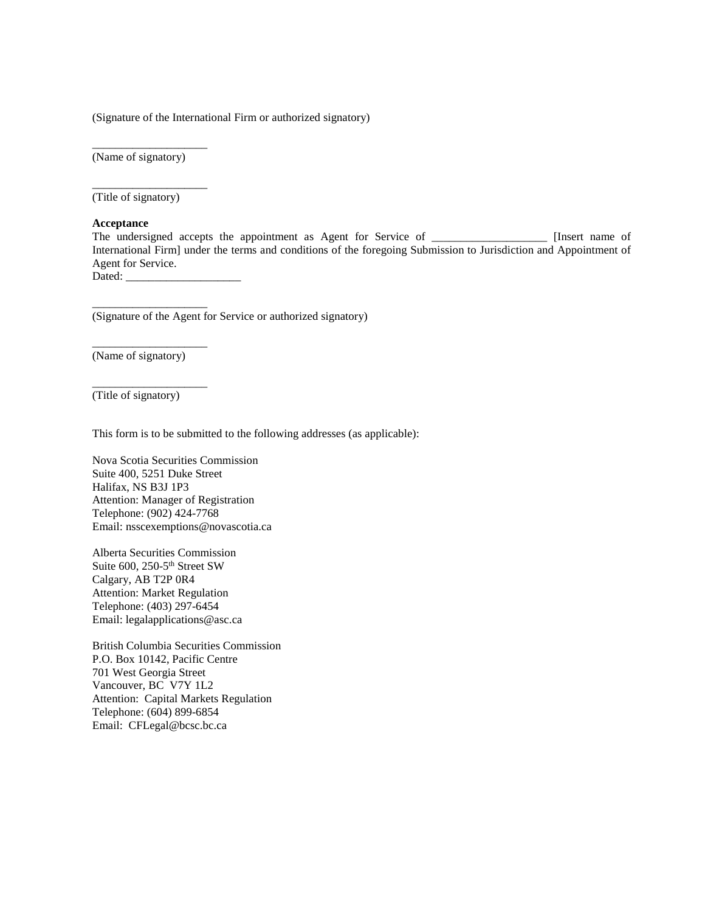(Signature of the International Firm or authorized signatory)

____________________

(Name of signatory)

____________________

(Title of signatory)

**Acceptance**

The undersigned accepts the appointment as Agent for Service of ____________________ [Insert name of International Firm] under the terms and conditions of the foregoing Submission to Jurisdiction and Appointment of Agent for Service.

Dated: ____________________

____________________

(Signature of the Agent for Service or authorized signatory)

____________________

(Name of signatory)

____________________

(Title of signatory)

This form is to be submitted to the following addresses (as applicable):

Nova Scotia Securities Commission
Suite 400, 5251 Duke Street
Halifax, NS B3J 1P3
Attention: Manager of Registration
Telephone: (902) 424-7768
Email: nsscexemptions@novascotia.ca

Alberta Securities Commission
Suite 600, 250-5th Street SW
Calgary, AB T2P 0R4
Attention: Market Regulation
Telephone: (403) 297-6454
Email: legalapplications@asc.ca

British Columbia Securities Commission
P.O. Box 10142, Pacific Centre
701 West Georgia Street
Vancouver, BC V7Y 1L2
Attention: Capital Markets Regulation
Telephone: (604) 899-6854
Email: CFLegal@bcsc.bc.ca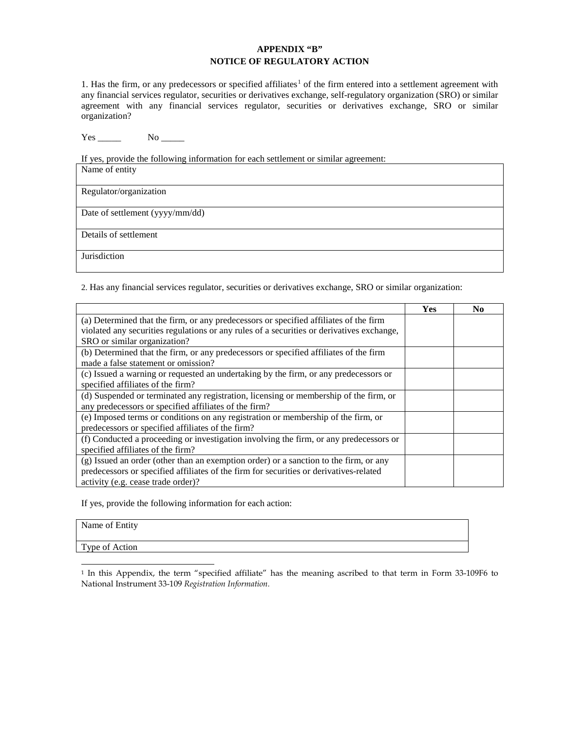## APPENDIX "B"
## NOTICE OF REGULATORY ACTION

1. Has the firm, or any predecessors or specified affiliates[1] of the firm entered into a settlement agreement with any financial services regulator, securities or derivatives exchange, self-regulatory organization (SRO) or similar agreement with any financial services regulator, securities or derivatives exchange, SRO or similar organization?

Yes _____ No _____

If yes, provide the following information for each settlement or similar agreement:

| Name of entity |
|---|
| Regulator/organization |
| Date of settlement (yyyy/mm/dd) |
| Details of settlement |
| Jurisdiction |

2. Has any financial services regulator, securities or derivatives exchange, SRO or similar organization:

| | Yes | No |
|---|---|---|
| (a) Determined that the firm, or any predecessors or specified affiliates of the firm violated any securities regulations or any rules of a securities or derivatives exchange, SRO or similar organization? | | |
| (b) Determined that the firm, or any predecessors or specified affiliates of the firm made a false statement or omission? | | |
| (c) Issued a warning or requested an undertaking by the firm, or any predecessors or specified affiliates of the firm? | | |
| (d) Suspended or terminated any registration, licensing or membership of the firm, or any predecessors or specified affiliates of the firm? | | |
| (e) Imposed terms or conditions on any registration or membership of the firm, or predecessors or specified affiliates of the firm? | | |
| (f) Conducted a proceeding or investigation involving the firm, or any predecessors or specified affiliates of the firm? | | |
| (g) Issued an order (other than an exemption order) or a sanction to the firm, or any predecessors or specified affiliates of the firm for securities or derivatives-related activity (e.g. cease trade order)? | | |

If yes, provide the following information for each action:

| Name of Entity |
|---|
| Type of Action |

[1] In this Appendix, the term "specified affiliate" has the meaning ascribed to that term in Form 33-109F6 to National Instrument 33-109 *Registration Information*.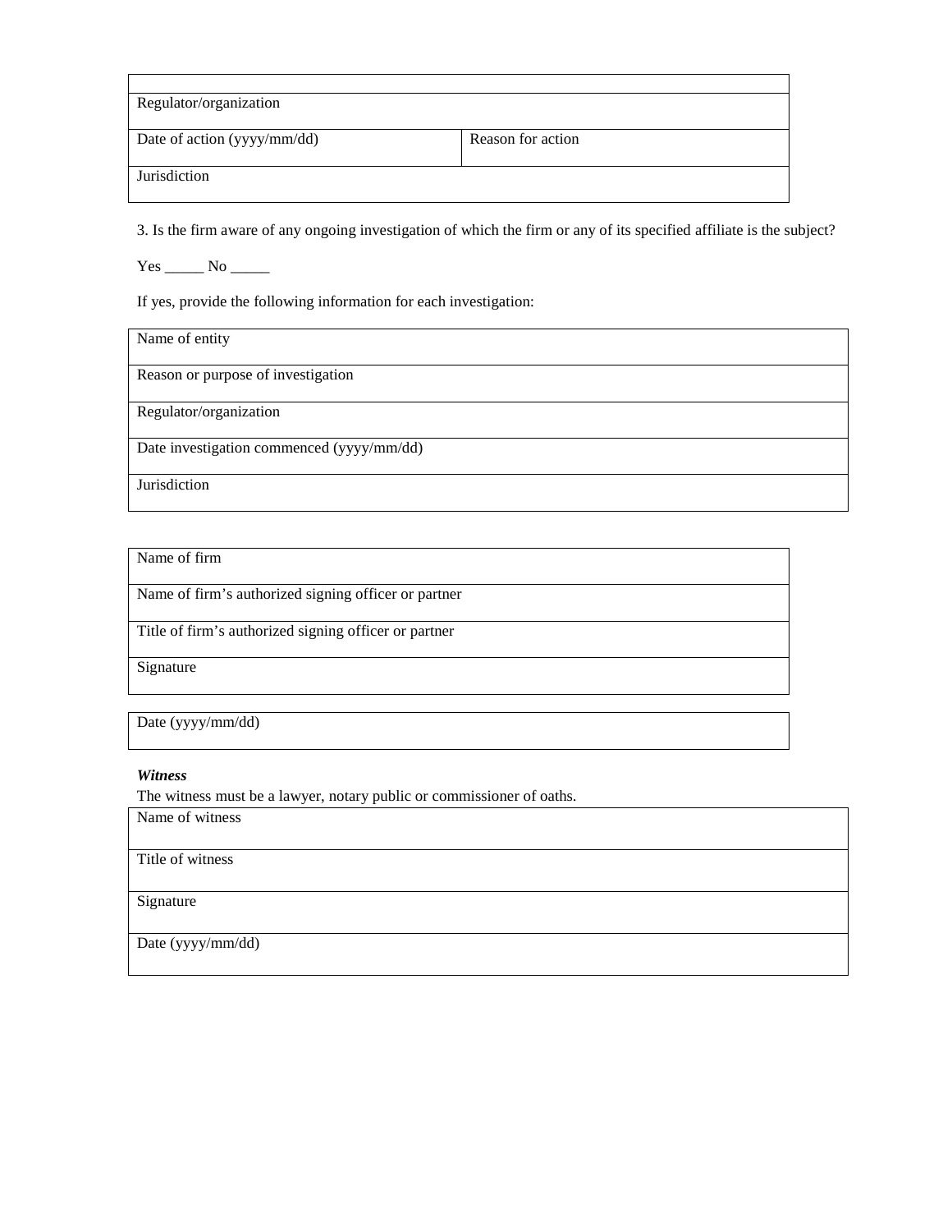| | |
|---|---|
| Regulator/organization | |
| Date of action (yyyy/mm/dd) | Reason for action |
| Jurisdiction | |

3. Is the firm aware of any ongoing investigation of which the firm or any of its specified affiliate is the subject?

Yes _____ No _____

If yes, provide the following information for each investigation:

| |
|---|
| Name of entity |
| Reason or purpose of investigation |
| Regulator/organization |
| Date investigation commenced (yyyy/mm/dd) |
| Jurisdiction |

| |
|---|
| Name of firm |
| Name of firm's authorized signing officer or partner |
| Title of firm's authorized signing officer or partner |
| Signature |

| |
|---|
| Date (yyyy/mm/dd) |

***Witness***

The witness must be a lawyer, notary public or commissioner of oaths.

| |
|---|
| Name of witness |
| Title of witness |
| Signature |
| Date (yyyy/mm/dd) |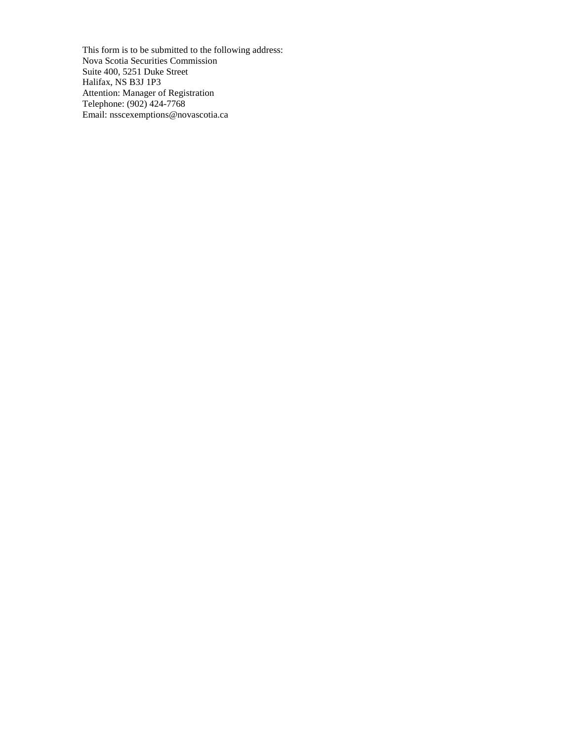This form is to be submitted to the following address:
Nova Scotia Securities Commission
Suite 400, 5251 Duke Street
Halifax, NS B3J 1P3
Attention: Manager of Registration
Telephone: (902) 424-7768
Email: nsscexemptions@novascotia.ca